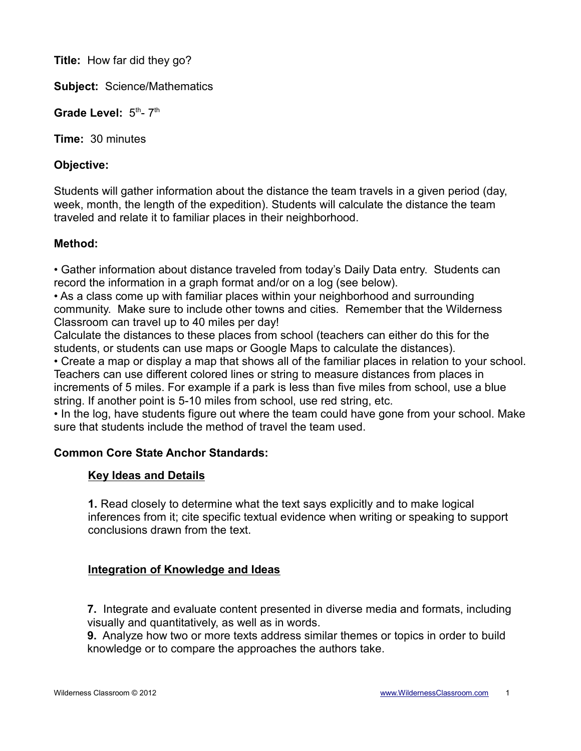**Title:** How far did they go?

**Subject:** Science/Mathematics

**Grade Level:** 5th- 7th

**Time:** 30 minutes

**Objective:**

Students will gather information about the distance the team travels in a given period (day, week, month, the length of the expedition). Students will calculate the distance the team traveled and relate it to familiar places in their neighborhood.

**Method:**

• Gather information about distance traveled from today's Daily Data entry. Students can record the information in a graph format and/or on a log (see below).
• As a class come up with familiar places within your neighborhood and surrounding community. Make sure to include other towns and cities. Remember that the Wilderness Classroom can travel up to 40 miles per day!
Calculate the distances to these places from school (teachers can either do this for the students, or students can use maps or Google Maps to calculate the distances).
• Create a map or display a map that shows all of the familiar places in relation to your school. Teachers can use different colored lines or string to measure distances from places in increments of 5 miles. For example if a park is less than five miles from school, use a blue string. If another point is 5-10 miles from school, use red string, etc.
• In the log, have students figure out where the team could have gone from your school. Make sure that students include the method of travel the team used.

**Common Core State Anchor Standards:**

**Key Ideas and Details**

**1.** Read closely to determine what the text says explicitly and to make logical inferences from it; cite specific textual evidence when writing or speaking to support conclusions drawn from the text.

**Integration of Knowledge and Ideas**

**7.** Integrate and evaluate content presented in diverse media and formats, including visually and quantitatively, as well as in words.
**9.** Analyze how two or more texts address similar themes or topics in order to build knowledge or to compare the approaches the authors take.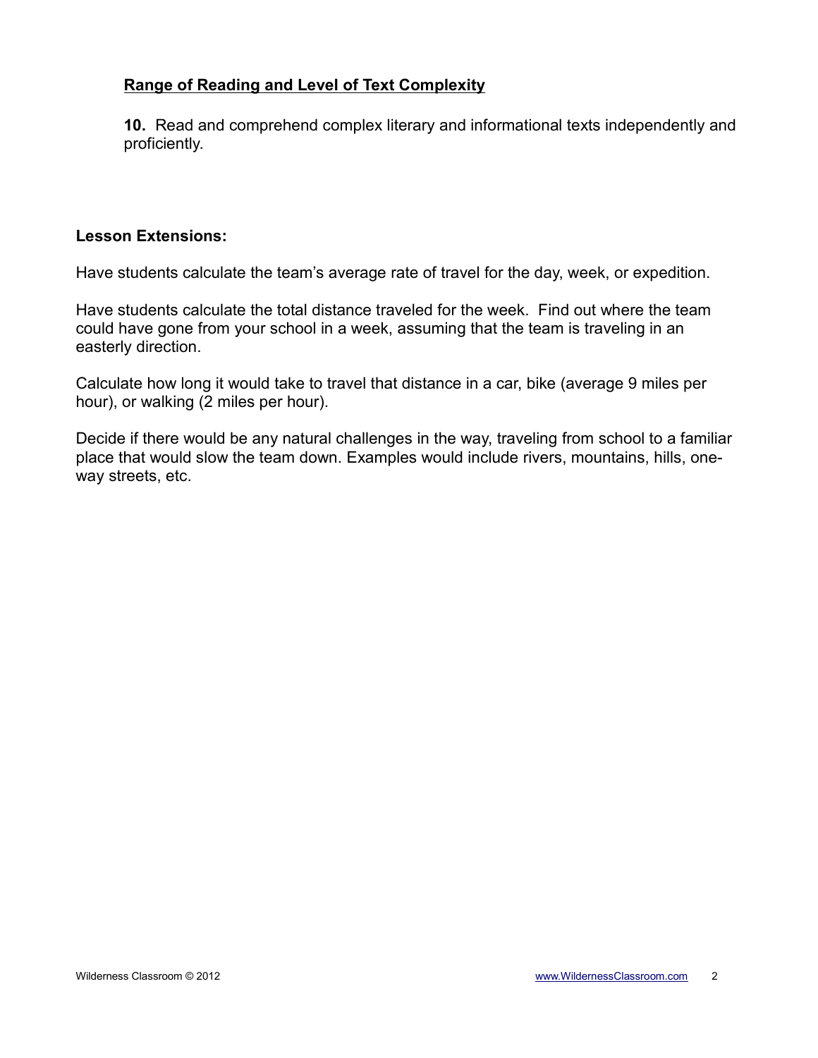**Range of Reading and Level of Text Complexity**

**10.** Read and comprehend complex literary and informational texts independently and proficiently.

**Lesson Extensions:**

Have students calculate the team's average rate of travel for the day, week, or expedition.

Have students calculate the total distance traveled for the week. Find out where the team could have gone from your school in a week, assuming that the team is traveling in an easterly direction.

Calculate how long it would take to travel that distance in a car, bike (average 9 miles per hour), or walking (2 miles per hour).

Decide if there would be any natural challenges in the way, traveling from school to a familiar place that would slow the team down. Examples would include rivers, mountains, hills, one-way streets, etc.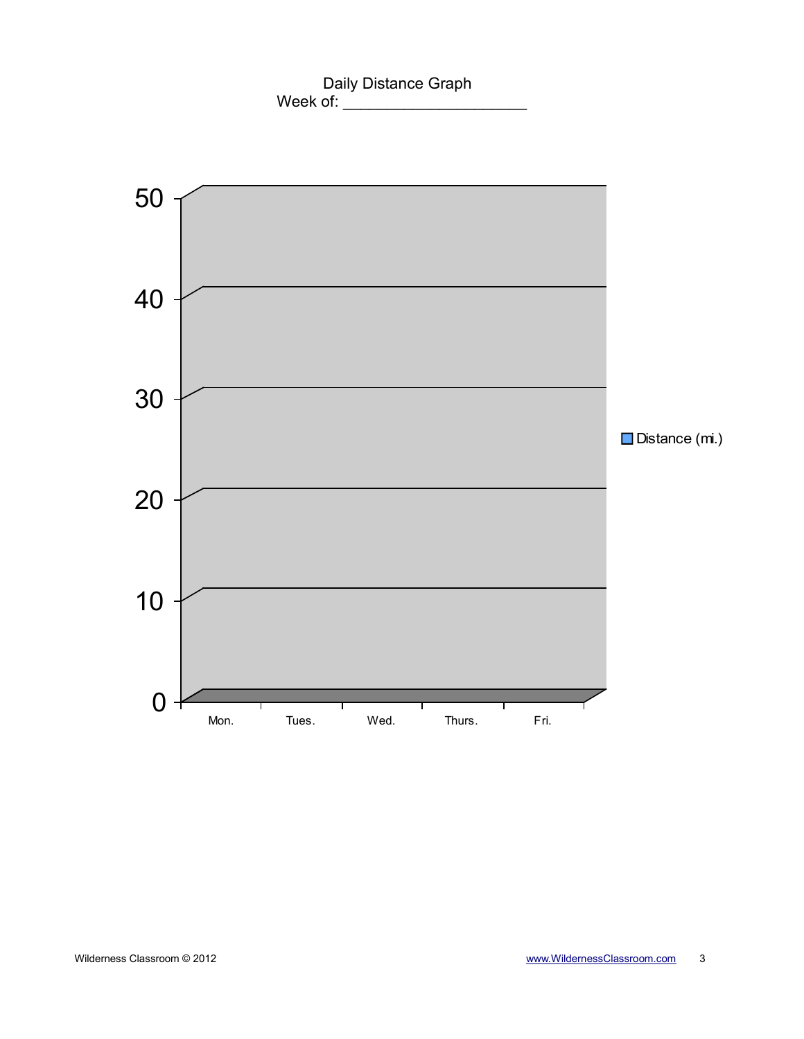# Daily Distance Graph

Week of: ______________________

| | Mon. | Tues. | Wed. | Thurs. | Fri. |
|---|---|---|---|---|---|
| Distance (mi.) | | | | | |

Y-axis: 0, 10, 20, 30, 40, 50

Wilderness Classroom © 2012

www.WildernessClassroom.com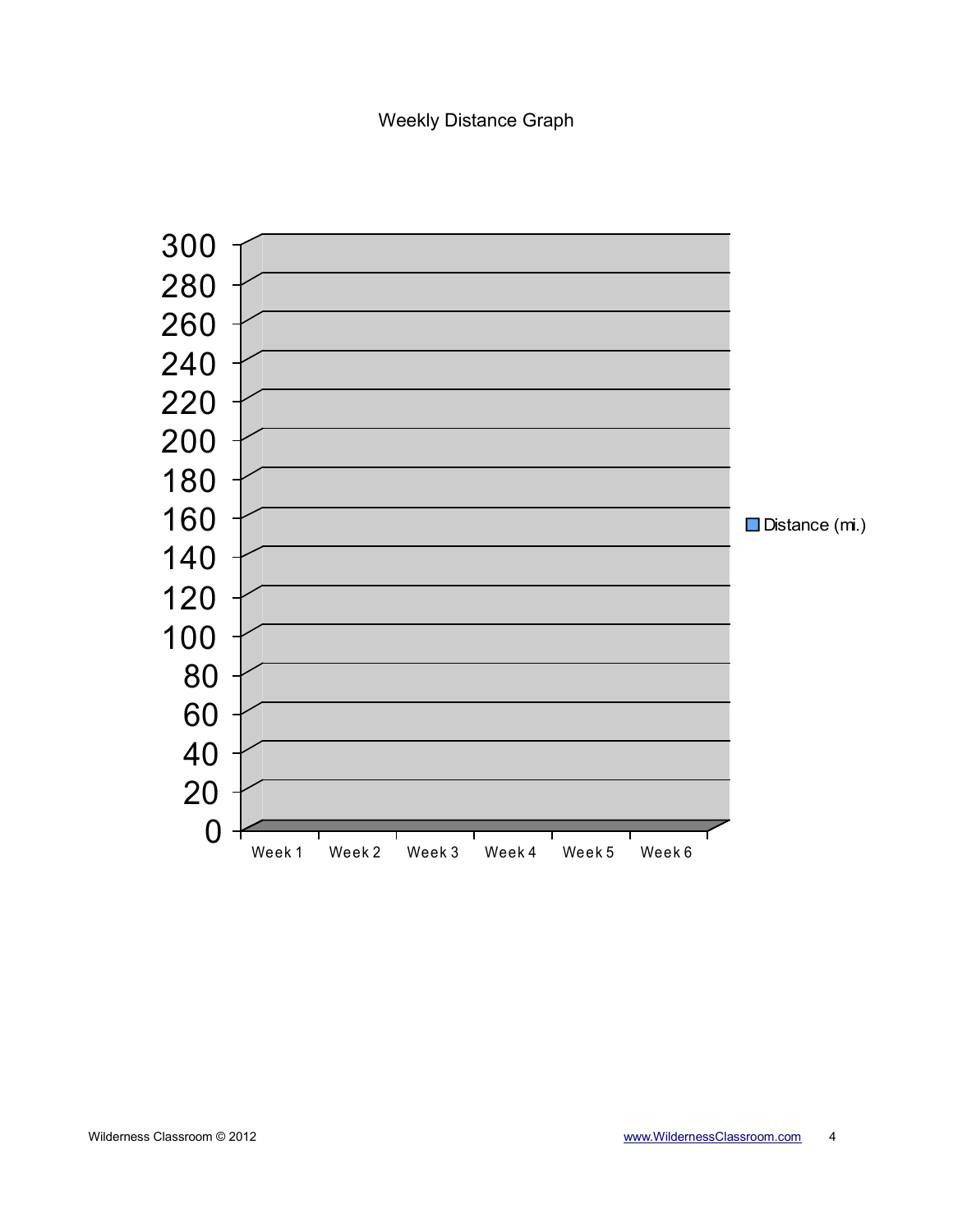Weekly Distance Graph

| | Week 1 | Week 2 | Week 3 | Week 4 | Week 5 | Week 6 |
|---|---|---|---|---|---|---|
| Distance (mi.) | | | | | | |

Y-axis: 0, 20, 40, 60, 80, 100, 120, 140, 160, 180, 200, 220, 240, 260, 280, 300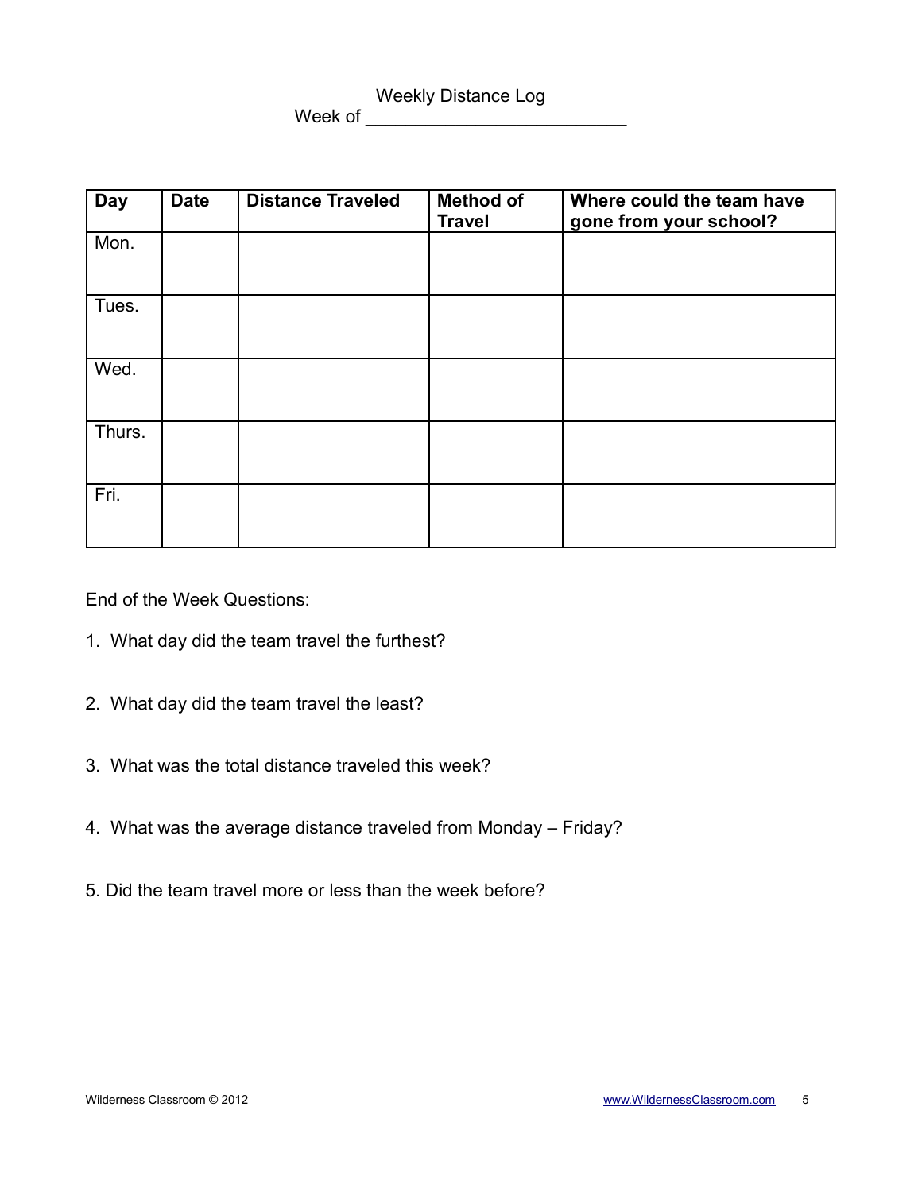# Weekly Distance Log

Week of ___________________________

| Day | Date | Distance Traveled | Method of Travel | Where could the team have gone from your school? |
|---|---|---|---|---|
| Mon. | | | | |
| Tues. | | | | |
| Wed. | | | | |
| Thurs. | | | | |
| Fri. | | | | |

End of the Week Questions:

1. What day did the team travel the furthest?

2. What day did the team travel the least?

3. What was the total distance traveled this week?

4. What was the average distance traveled from Monday – Friday?

5. Did the team travel more or less than the week before?